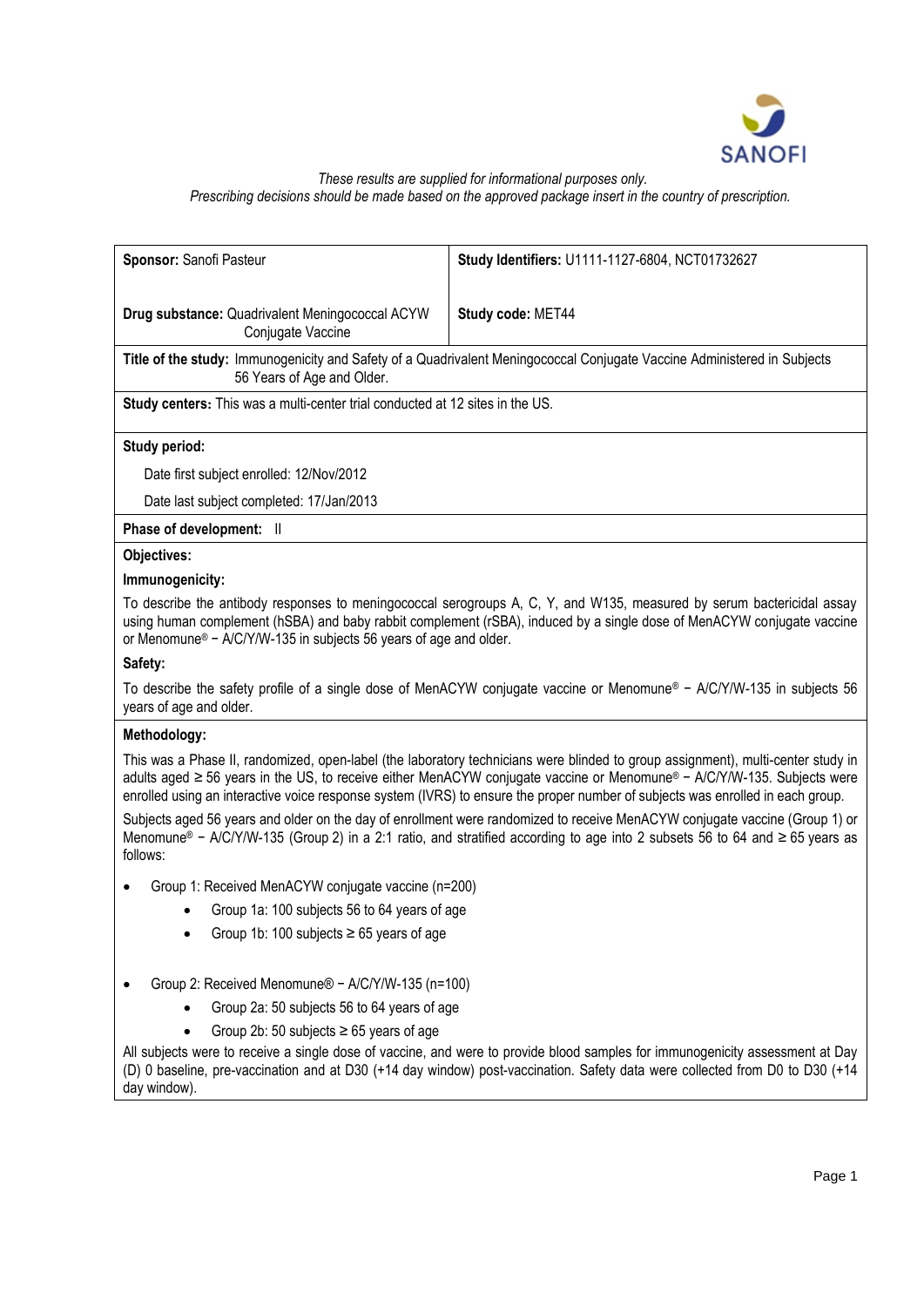*These results are supplied for informational purposes only.*
*Prescribing decisions should be made based on the approved package insert in the country of prescription.*

| **Sponsor:** Sanofi Pasteur | **Study Identifiers:** U1111-1127-6804, NCT01732627 |
|---|---|
| **Drug substance:** Quadrivalent Meningococcal ACYW Conjugate Vaccine | **Study code:** MET44 |

**Title of the study:** Immunogenicity and Safety of a Quadrivalent Meningococcal Conjugate Vaccine Administered in Subjects 56 Years of Age and Older.

**Study centers:** This was a multi-center trial conducted at 12 sites in the US.

**Study period:**

Date first subject enrolled: 12/Nov/2012

Date last subject completed: 17/Jan/2013

**Phase of development:** II

**Objectives:**

**Immunogenicity:**

To describe the antibody responses to meningococcal serogroups A, C, Y, and W135, measured by serum bactericidal assay using human complement (hSBA) and baby rabbit complement (rSBA), induced by a single dose of MenACYW conjugate vaccine or Menomune® − A/C/Y/W-135 in subjects 56 years of age and older.

**Safety:**

To describe the safety profile of a single dose of MenACYW conjugate vaccine or Menomune® − A/C/Y/W-135 in subjects 56 years of age and older.

**Methodology:**

This was a Phase II, randomized, open-label (the laboratory technicians were blinded to group assignment), multi-center study in adults aged ≥ 56 years in the US, to receive either MenACYW conjugate vaccine or Menomune® − A/C/Y/W-135. Subjects were enrolled using an interactive voice response system (IVRS) to ensure the proper number of subjects was enrolled in each group.

Subjects aged 56 years and older on the day of enrollment were randomized to receive MenACYW conjugate vaccine (Group 1) or Menomune® − A/C/Y/W-135 (Group 2) in a 2:1 ratio, and stratified according to age into 2 subsets 56 to 64 and ≥ 65 years as follows:

- Group 1: Received MenACYW conjugate vaccine (n=200)
  - Group 1a: 100 subjects 56 to 64 years of age
  - Group 1b: 100 subjects ≥ 65 years of age
- Group 2: Received Menomune® − A/C/Y/W-135 (n=100)
  - Group 2a: 50 subjects 56 to 64 years of age
  - Group 2b: 50 subjects ≥ 65 years of age

All subjects were to receive a single dose of vaccine, and were to provide blood samples for immunogenicity assessment at Day (D) 0 baseline, pre-vaccination and at D30 (+14 day window) post-vaccination. Safety data were collected from D0 to D30 (+14 day window).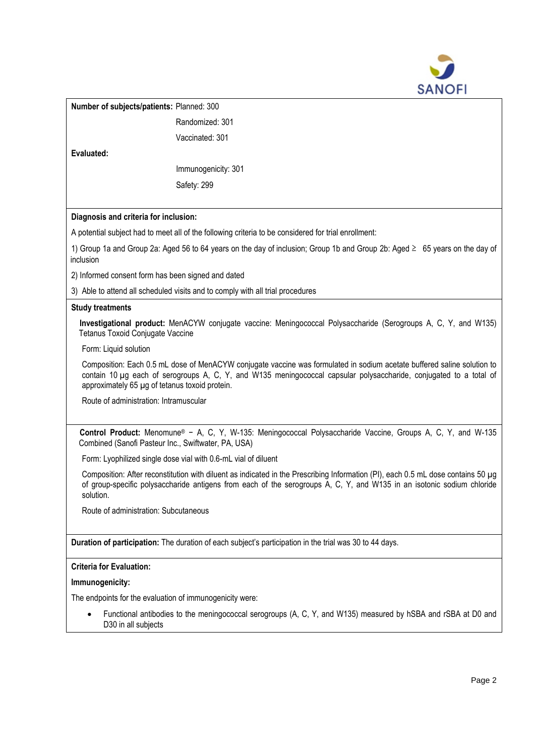**Number of subjects/patients:** Planned: 300

Randomized: 301

Vaccinated: 301

**Evaluated:**

Immunogenicity: 301

Safety: 299

**Diagnosis and criteria for inclusion:**

A potential subject had to meet all of the following criteria to be considered for trial enrollment:

1) Group 1a and Group 2a: Aged 56 to 64 years on the day of inclusion; Group 1b and Group 2b: Aged ≥ 65 years on the day of inclusion

2) Informed consent form has been signed and dated

3) Able to attend all scheduled visits and to comply with all trial procedures

**Study treatments**

**Investigational product:** MenACYW conjugate vaccine: Meningococcal Polysaccharide (Serogroups A, C, Y, and W135) Tetanus Toxoid Conjugate Vaccine

Form: Liquid solution

Composition: Each 0.5 mL dose of MenACYW conjugate vaccine was formulated in sodium acetate buffered saline solution to contain 10 µg each of serogroups A, C, Y, and W135 meningococcal capsular polysaccharide, conjugated to a total of approximately 65 µg of tetanus toxoid protein.

Route of administration: Intramuscular

**Control Product:** Menomune® − A, C, Y, W-135: Meningococcal Polysaccharide Vaccine, Groups A, C, Y, and W-135 Combined (Sanofi Pasteur Inc., Swiftwater, PA, USA)

Form: Lyophilized single dose vial with 0.6-mL vial of diluent

Composition: After reconstitution with diluent as indicated in the Prescribing Information (PI), each 0.5 mL dose contains 50 µg of group-specific polysaccharide antigens from each of the serogroups A, C, Y, and W135 in an isotonic sodium chloride solution.

Route of administration: Subcutaneous

**Duration of participation:** The duration of each subject's participation in the trial was 30 to 44 days.

**Criteria for Evaluation:**

**Immunogenicity:**

The endpoints for the evaluation of immunogenicity were:

- Functional antibodies to the meningococcal serogroups (A, C, Y, and W135) measured by hSBA and rSBA at D0 and D30 in all subjects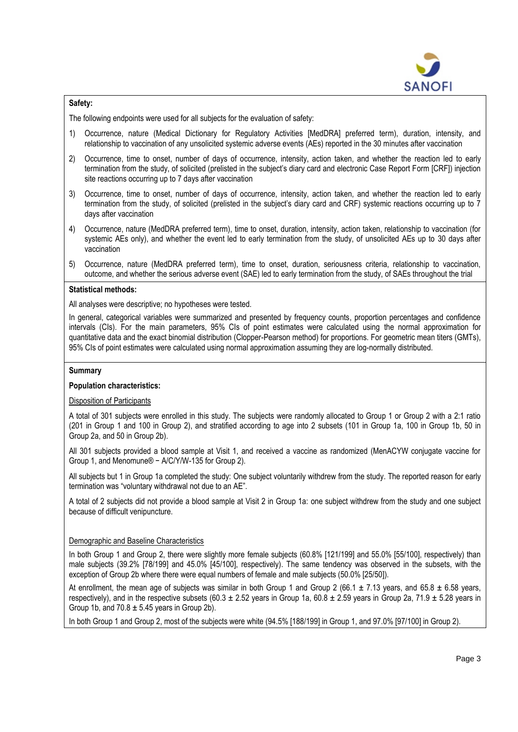**Safety:**

The following endpoints were used for all subjects for the evaluation of safety:

1) Occurrence, nature (Medical Dictionary for Regulatory Activities [MedDRA] preferred term), duration, intensity, and relationship to vaccination of any unsolicited systemic adverse events (AEs) reported in the 30 minutes after vaccination
2) Occurrence, time to onset, number of days of occurrence, intensity, action taken, and whether the reaction led to early termination from the study, of solicited (prelisted in the subject's diary card and electronic Case Report Form [CRF]) injection site reactions occurring up to 7 days after vaccination
3) Occurrence, time to onset, number of days of occurrence, intensity, action taken, and whether the reaction led to early termination from the study, of solicited (prelisted in the subject's diary card and CRF) systemic reactions occurring up to 7 days after vaccination
4) Occurrence, nature (MedDRA preferred term), time to onset, duration, intensity, action taken, relationship to vaccination (for systemic AEs only), and whether the event led to early termination from the study, of unsolicited AEs up to 30 days after vaccination
5) Occurrence, nature (MedDRA preferred term), time to onset, duration, seriousness criteria, relationship to vaccination, outcome, and whether the serious adverse event (SAE) led to early termination from the study, of SAEs throughout the trial

**Statistical methods:**

All analyses were descriptive; no hypotheses were tested.

In general, categorical variables were summarized and presented by frequency counts, proportion percentages and confidence intervals (CIs). For the main parameters, 95% CIs of point estimates were calculated using the normal approximation for quantitative data and the exact binomial distribution (Clopper-Pearson method) for proportions. For geometric mean titers (GMTs), 95% CIs of point estimates were calculated using normal approximation assuming they are log-normally distributed.

**Summary**

**Population characteristics:**

Disposition of Participants

A total of 301 subjects were enrolled in this study. The subjects were randomly allocated to Group 1 or Group 2 with a 2:1 ratio (201 in Group 1 and 100 in Group 2), and stratified according to age into 2 subsets (101 in Group 1a, 100 in Group 1b, 50 in Group 2a, and 50 in Group 2b).

All 301 subjects provided a blood sample at Visit 1, and received a vaccine as randomized (MenACYW conjugate vaccine for Group 1, and Menomune® − A/C/Y/W-135 for Group 2).

All subjects but 1 in Group 1a completed the study: One subject voluntarily withdrew from the study. The reported reason for early termination was "voluntary withdrawal not due to an AE".

A total of 2 subjects did not provide a blood sample at Visit 2 in Group 1a: one subject withdrew from the study and one subject because of difficult venipuncture.

Demographic and Baseline Characteristics

In both Group 1 and Group 2, there were slightly more female subjects (60.8% [121/199] and 55.0% [55/100], respectively) than male subjects (39.2% [78/199] and 45.0% [45/100], respectively). The same tendency was observed in the subsets, with the exception of Group 2b where there were equal numbers of female and male subjects (50.0% [25/50]).

At enrollment, the mean age of subjects was similar in both Group 1 and Group 2 (66.1 ± 7.13 years, and 65.8 ± 6.58 years, respectively), and in the respective subsets (60.3 ± 2.52 years in Group 1a, 60.8 ± 2.59 years in Group 2a, 71.9 ± 5.28 years in Group 1b, and 70.8 ± 5.45 years in Group 2b).

In both Group 1 and Group 2, most of the subjects were white (94.5% [188/199] in Group 1, and 97.0% [97/100] in Group 2).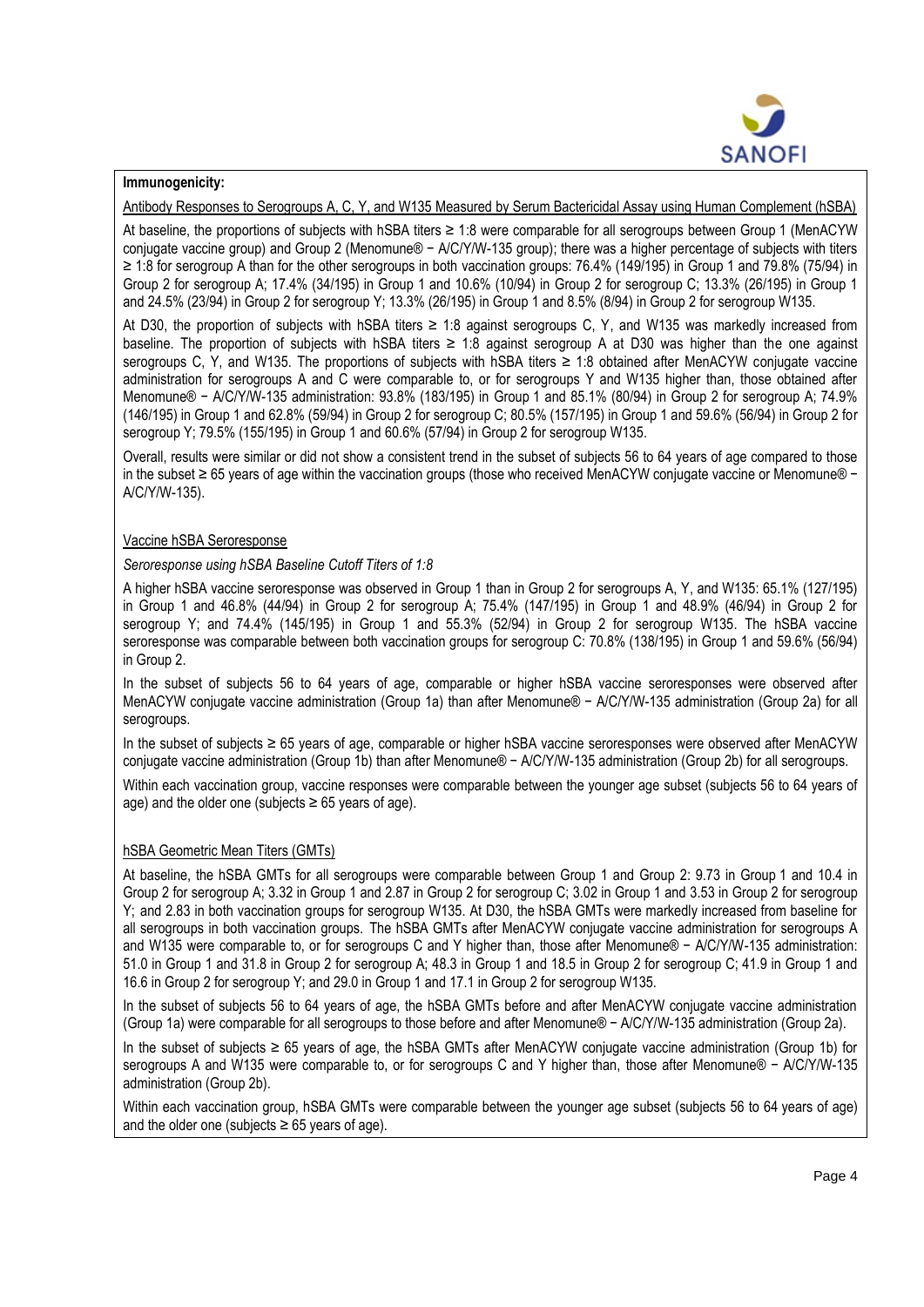**Immunogenicity:**

Antibody Responses to Serogroups A, C, Y, and W135 Measured by Serum Bactericidal Assay using Human Complement (hSBA)

At baseline, the proportions of subjects with hSBA titers ≥ 1:8 were comparable for all serogroups between Group 1 (MenACYW conjugate vaccine group) and Group 2 (Menomune® − A/C/Y/W-135 group); there was a higher percentage of subjects with titers ≥ 1:8 for serogroup A than for the other serogroups in both vaccination groups: 76.4% (149/195) in Group 1 and 79.8% (75/94) in Group 2 for serogroup A; 17.4% (34/195) in Group 1 and 10.6% (10/94) in Group 2 for serogroup C; 13.3% (26/195) in Group 1 and 24.5% (23/94) in Group 2 for serogroup Y; 13.3% (26/195) in Group 1 and 8.5% (8/94) in Group 2 for serogroup W135.

At D30, the proportion of subjects with hSBA titers ≥ 1:8 against serogroups C, Y, and W135 was markedly increased from baseline. The proportion of subjects with hSBA titers ≥ 1:8 against serogroup A at D30 was higher than the one against serogroups C, Y, and W135. The proportions of subjects with hSBA titers ≥ 1:8 obtained after MenACYW conjugate vaccine administration for serogroups A and C were comparable to, or for serogroups Y and W135 higher than, those obtained after Menomune® − A/C/Y/W-135 administration: 93.8% (183/195) in Group 1 and 85.1% (80/94) in Group 2 for serogroup A; 74.9% (146/195) in Group 1 and 62.8% (59/94) in Group 2 for serogroup C; 80.5% (157/195) in Group 1 and 59.6% (56/94) in Group 2 for serogroup Y; 79.5% (155/195) in Group 1 and 60.6% (57/94) in Group 2 for serogroup W135.

Overall, results were similar or did not show a consistent trend in the subset of subjects 56 to 64 years of age compared to those in the subset ≥ 65 years of age within the vaccination groups (those who received MenACYW conjugate vaccine or Menomune® − A/C/Y/W-135).

Vaccine hSBA Seroresponse

*Seroresponse using hSBA Baseline Cutoff Titers of 1:8*

A higher hSBA vaccine seroresponse was observed in Group 1 than in Group 2 for serogroups A, Y, and W135: 65.1% (127/195) in Group 1 and 46.8% (44/94) in Group 2 for serogroup A; 75.4% (147/195) in Group 1 and 48.9% (46/94) in Group 2 for serogroup Y; and 74.4% (145/195) in Group 1 and 55.3% (52/94) in Group 2 for serogroup W135. The hSBA vaccine seroresponse was comparable between both vaccination groups for serogroup C: 70.8% (138/195) in Group 1 and 59.6% (56/94) in Group 2.

In the subset of subjects 56 to 64 years of age, comparable or higher hSBA vaccine seroresponses were observed after MenACYW conjugate vaccine administration (Group 1a) than after Menomune® − A/C/Y/W-135 administration (Group 2a) for all serogroups.

In the subset of subjects ≥ 65 years of age, comparable or higher hSBA vaccine seroresponses were observed after MenACYW conjugate vaccine administration (Group 1b) than after Menomune® − A/C/Y/W-135 administration (Group 2b) for all serogroups.

Within each vaccination group, vaccine responses were comparable between the younger age subset (subjects 56 to 64 years of age) and the older one (subjects ≥ 65 years of age).

hSBA Geometric Mean Titers (GMTs)

At baseline, the hSBA GMTs for all serogroups were comparable between Group 1 and Group 2: 9.73 in Group 1 and 10.4 in Group 2 for serogroup A; 3.32 in Group 1 and 2.87 in Group 2 for serogroup C; 3.02 in Group 1 and 3.53 in Group 2 for serogroup Y; and 2.83 in both vaccination groups for serogroup W135. At D30, the hSBA GMTs were markedly increased from baseline for all serogroups in both vaccination groups. The hSBA GMTs after MenACYW conjugate vaccine administration for serogroups A and W135 were comparable to, or for serogroups C and Y higher than, those after Menomune® − A/C/Y/W-135 administration: 51.0 in Group 1 and 31.8 in Group 2 for serogroup A; 48.3 in Group 1 and 18.5 in Group 2 for serogroup C; 41.9 in Group 1 and 16.6 in Group 2 for serogroup Y; and 29.0 in Group 1 and 17.1 in Group 2 for serogroup W135.

In the subset of subjects 56 to 64 years of age, the hSBA GMTs before and after MenACYW conjugate vaccine administration (Group 1a) were comparable for all serogroups to those before and after Menomune® − A/C/Y/W-135 administration (Group 2a).

In the subset of subjects ≥ 65 years of age, the hSBA GMTs after MenACYW conjugate vaccine administration (Group 1b) for serogroups A and W135 were comparable to, or for serogroups C and Y higher than, those after Menomune® − A/C/Y/W-135 administration (Group 2b).

Within each vaccination group, hSBA GMTs were comparable between the younger age subset (subjects 56 to 64 years of age) and the older one (subjects ≥ 65 years of age).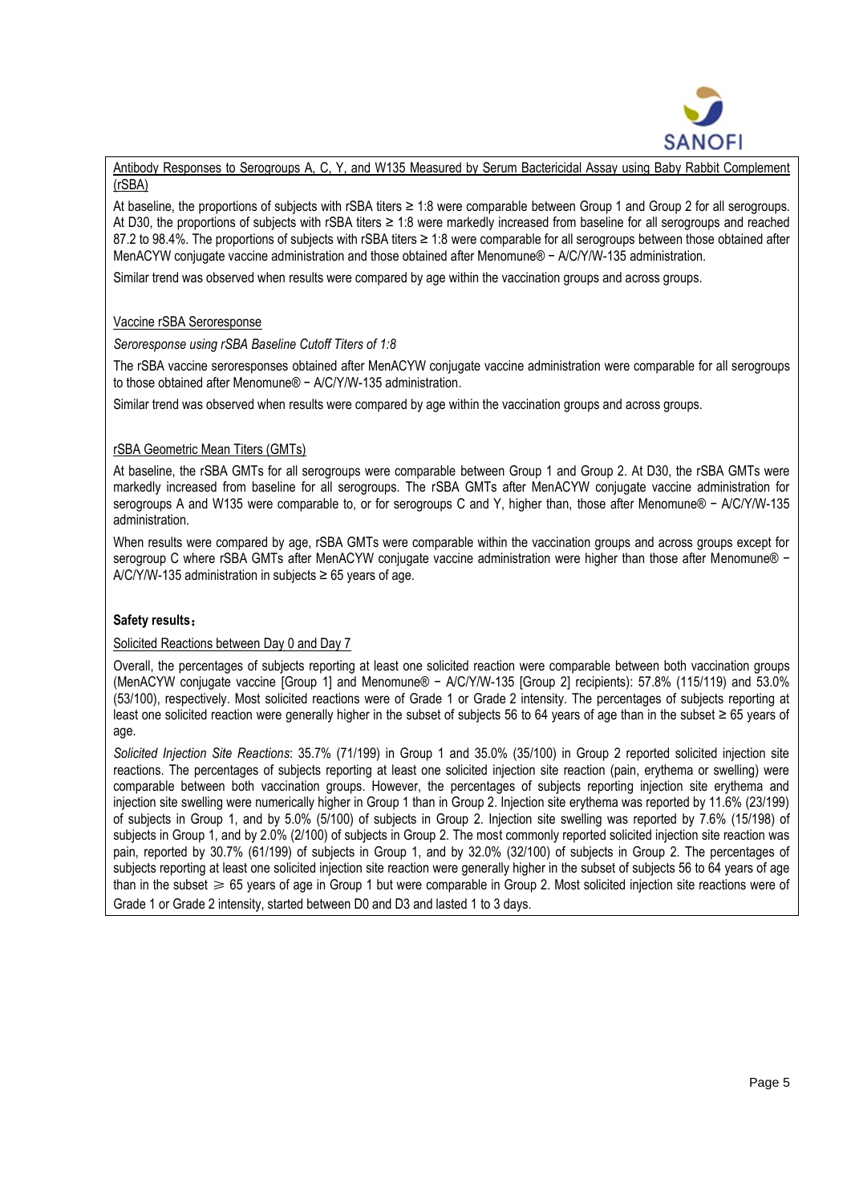Antibody Responses to Serogroups A, C, Y, and W135 Measured by Serum Bactericidal Assay using Baby Rabbit Complement (rSBA)

At baseline, the proportions of subjects with rSBA titers ≥ 1:8 were comparable between Group 1 and Group 2 for all serogroups. At D30, the proportions of subjects with rSBA titers ≥ 1:8 were markedly increased from baseline for all serogroups and reached 87.2 to 98.4%. The proportions of subjects with rSBA titers ≥ 1:8 were comparable for all serogroups between those obtained after MenACYW conjugate vaccine administration and those obtained after Menomune® − A/C/Y/W-135 administration.

Similar trend was observed when results were compared by age within the vaccination groups and across groups.

Vaccine rSBA Seroresponse

*Seroresponse using rSBA Baseline Cutoff Titers of 1:8*

The rSBA vaccine seroresponses obtained after MenACYW conjugate vaccine administration were comparable for all serogroups to those obtained after Menomune® − A/C/Y/W-135 administration.

Similar trend was observed when results were compared by age within the vaccination groups and across groups.

rSBA Geometric Mean Titers (GMTs)

At baseline, the rSBA GMTs for all serogroups were comparable between Group 1 and Group 2. At D30, the rSBA GMTs were markedly increased from baseline for all serogroups. The rSBA GMTs after MenACYW conjugate vaccine administration for serogroups A and W135 were comparable to, or for serogroups C and Y, higher than, those after Menomune® − A/C/Y/W-135 administration.

When results were compared by age, rSBA GMTs were comparable within the vaccination groups and across groups except for serogroup C where rSBA GMTs after MenACYW conjugate vaccine administration were higher than those after Menomune® − A/C/Y/W-135 administration in subjects ≥ 65 years of age.

**Safety results**：

Solicited Reactions between Day 0 and Day 7

Overall, the percentages of subjects reporting at least one solicited reaction were comparable between both vaccination groups (MenACYW conjugate vaccine [Group 1] and Menomune® − A/C/Y/W-135 [Group 2] recipients): 57.8% (115/119) and 53.0% (53/100), respectively. Most solicited reactions were of Grade 1 or Grade 2 intensity. The percentages of subjects reporting at least one solicited reaction were generally higher in the subset of subjects 56 to 64 years of age than in the subset ≥ 65 years of age.

*Solicited Injection Site Reactions*: 35.7% (71/199) in Group 1 and 35.0% (35/100) in Group 2 reported solicited injection site reactions. The percentages of subjects reporting at least one solicited injection site reaction (pain, erythema or swelling) were comparable between both vaccination groups. However, the percentages of subjects reporting injection site erythema and injection site swelling were numerically higher in Group 1 than in Group 2. Injection site erythema was reported by 11.6% (23/199) of subjects in Group 1, and by 5.0% (5/100) of subjects in Group 2. Injection site swelling was reported by 7.6% (15/198) of subjects in Group 1, and by 2.0% (2/100) of subjects in Group 2. The most commonly reported solicited injection site reaction was pain, reported by 30.7% (61/199) of subjects in Group 1, and by 32.0% (32/100) of subjects in Group 2. The percentages of subjects reporting at least one solicited injection site reaction were generally higher in the subset of subjects 56 to 64 years of age than in the subset ⩾ 65 years of age in Group 1 but were comparable in Group 2. Most solicited injection site reactions were of Grade 1 or Grade 2 intensity, started between D0 and D3 and lasted 1 to 3 days.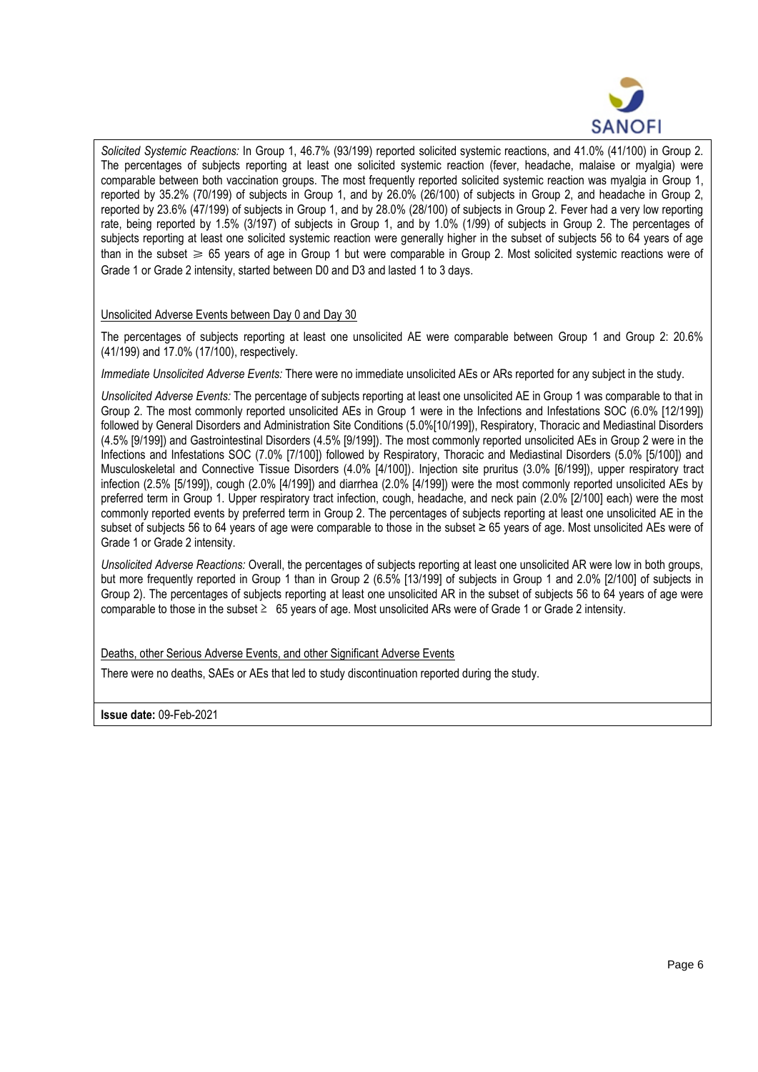*Solicited Systemic Reactions:* In Group 1, 46.7% (93/199) reported solicited systemic reactions, and 41.0% (41/100) in Group 2. The percentages of subjects reporting at least one solicited systemic reaction (fever, headache, malaise or myalgia) were comparable between both vaccination groups. The most frequently reported solicited systemic reaction was myalgia in Group 1, reported by 35.2% (70/199) of subjects in Group 1, and by 26.0% (26/100) of subjects in Group 2, and headache in Group 2, reported by 23.6% (47/199) of subjects in Group 1, and by 28.0% (28/100) of subjects in Group 2. Fever had a very low reporting rate, being reported by 1.5% (3/197) of subjects in Group 1, and by 1.0% (1/99) of subjects in Group 2. The percentages of subjects reporting at least one solicited systemic reaction were generally higher in the subset of subjects 56 to 64 years of age than in the subset ⩾ 65 years of age in Group 1 but were comparable in Group 2. Most solicited systemic reactions were of Grade 1 or Grade 2 intensity, started between D0 and D3 and lasted 1 to 3 days.

Unsolicited Adverse Events between Day 0 and Day 30

The percentages of subjects reporting at least one unsolicited AE were comparable between Group 1 and Group 2: 20.6% (41/199) and 17.0% (17/100), respectively.

*Immediate Unsolicited Adverse Events:* There were no immediate unsolicited AEs or ARs reported for any subject in the study.

*Unsolicited Adverse Events:* The percentage of subjects reporting at least one unsolicited AE in Group 1 was comparable to that in Group 2. The most commonly reported unsolicited AEs in Group 1 were in the Infections and Infestations SOC (6.0% [12/199]) followed by General Disorders and Administration Site Conditions (5.0%[10/199]), Respiratory, Thoracic and Mediastinal Disorders (4.5% [9/199]) and Gastrointestinal Disorders (4.5% [9/199]). The most commonly reported unsolicited AEs in Group 2 were in the Infections and Infestations SOC (7.0% [7/100]) followed by Respiratory, Thoracic and Mediastinal Disorders (5.0% [5/100]) and Musculoskeletal and Connective Tissue Disorders (4.0% [4/100]). Injection site pruritus (3.0% [6/199]), upper respiratory tract infection (2.5% [5/199]), cough (2.0% [4/199]) and diarrhea (2.0% [4/199]) were the most commonly reported unsolicited AEs by preferred term in Group 1. Upper respiratory tract infection, cough, headache, and neck pain (2.0% [2/100] each) were the most commonly reported events by preferred term in Group 2. The percentages of subjects reporting at least one unsolicited AE in the subset of subjects 56 to 64 years of age were comparable to those in the subset ≥ 65 years of age. Most unsolicited AEs were of Grade 1 or Grade 2 intensity.

*Unsolicited Adverse Reactions:* Overall, the percentages of subjects reporting at least one unsolicited AR were low in both groups, but more frequently reported in Group 1 than in Group 2 (6.5% [13/199] of subjects in Group 1 and 2.0% [2/100] of subjects in Group 2). The percentages of subjects reporting at least one unsolicited AR in the subset of subjects 56 to 64 years of age were comparable to those in the subset ≥ 65 years of age. Most unsolicited ARs were of Grade 1 or Grade 2 intensity.

Deaths, other Serious Adverse Events, and other Significant Adverse Events

There were no deaths, SAEs or AEs that led to study discontinuation reported during the study.

**Issue date:** 09-Feb-2021